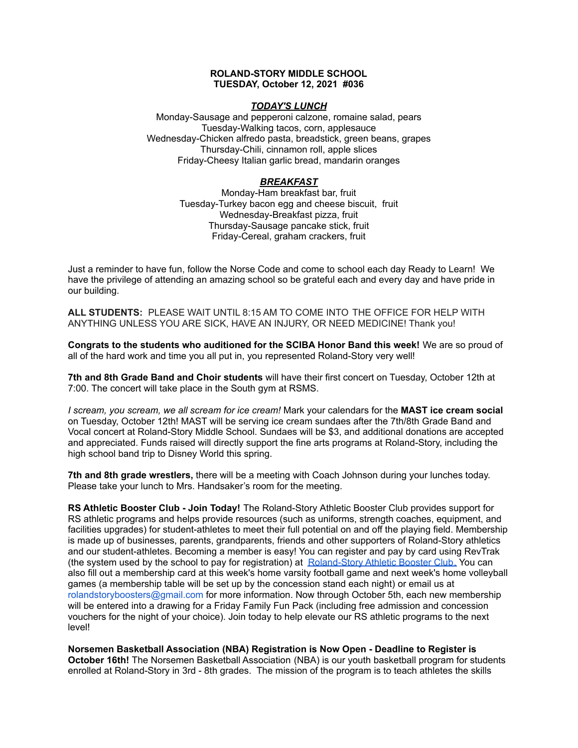**ROLAND-STORY MIDDLE SCHOOL**
**TUESDAY, October 12, 2021 #036**

***TODAY'S LUNCH***

Monday-Sausage and pepperoni calzone, romaine salad, pears
Tuesday-Walking tacos, corn, applesauce
Wednesday-Chicken alfredo pasta, breadstick, green beans, grapes
Thursday-Chili, cinnamon roll, apple slices
Friday-Cheesy Italian garlic bread, mandarin oranges

***BREAKFAST***

Monday-Ham breakfast bar, fruit
Tuesday-Turkey bacon egg and cheese biscuit, fruit
Wednesday-Breakfast pizza, fruit
Thursday-Sausage pancake stick, fruit
Friday-Cereal, graham crackers, fruit

Just a reminder to have fun, follow the Norse Code and come to school each day Ready to Learn! We have the privilege of attending an amazing school so be grateful each and every day and have pride in our building.

**ALL STUDENTS:** PLEASE WAIT UNTIL 8:15 AM TO COME INTO THE OFFICE FOR HELP WITH ANYTHING UNLESS YOU ARE SICK, HAVE AN INJURY, OR NEED MEDICINE! Thank you!

**Congrats to the students who auditioned for the SCIBA Honor Band this week!** We are so proud of all of the hard work and time you all put in, you represented Roland-Story very well!

**7th and 8th Grade Band and Choir students** will have their first concert on Tuesday, October 12th at 7:00. The concert will take place in the South gym at RSMS.

*I scream, you scream, we all scream for ice cream!* Mark your calendars for the **MAST ice cream social** on Tuesday, October 12th! MAST will be serving ice cream sundaes after the 7th/8th Grade Band and Vocal concert at Roland-Story Middle School. Sundaes will be $3, and additional donations are accepted and appreciated. Funds raised will directly support the fine arts programs at Roland-Story, including the high school band trip to Disney World this spring.

**7th and 8th grade wrestlers,** there will be a meeting with Coach Johnson during your lunches today. Please take your lunch to Mrs. Handsaker's room for the meeting.

**RS Athletic Booster Club - Join Today!** The Roland-Story Athletic Booster Club provides support for RS athletic programs and helps provide resources (such as uniforms, strength coaches, equipment, and facilities upgrades) for student-athletes to meet their full potential on and off the playing field. Membership is made up of businesses, parents, grandparents, friends and other supporters of Roland-Story athletics and our student-athletes. Becoming a member is easy! You can register and pay by card using RevTrak (the system used by the school to pay for registration) at Roland-Story Athletic Booster Club. You can also fill out a membership card at this week's home varsity football game and next week's home volleyball games (a membership table will be set up by the concession stand each night) or email us at rolandstoryboosters@gmail.com for more information. Now through October 5th, each new membership will be entered into a drawing for a Friday Family Fun Pack (including free admission and concession vouchers for the night of your choice). Join today to help elevate our RS athletic programs to the next level!

**Norsemen Basketball Association (NBA) Registration is Now Open - Deadline to Register is October 16th!** The Norsemen Basketball Association (NBA) is our youth basketball program for students enrolled at Roland-Story in 3rd - 8th grades. The mission of the program is to teach athletes the skills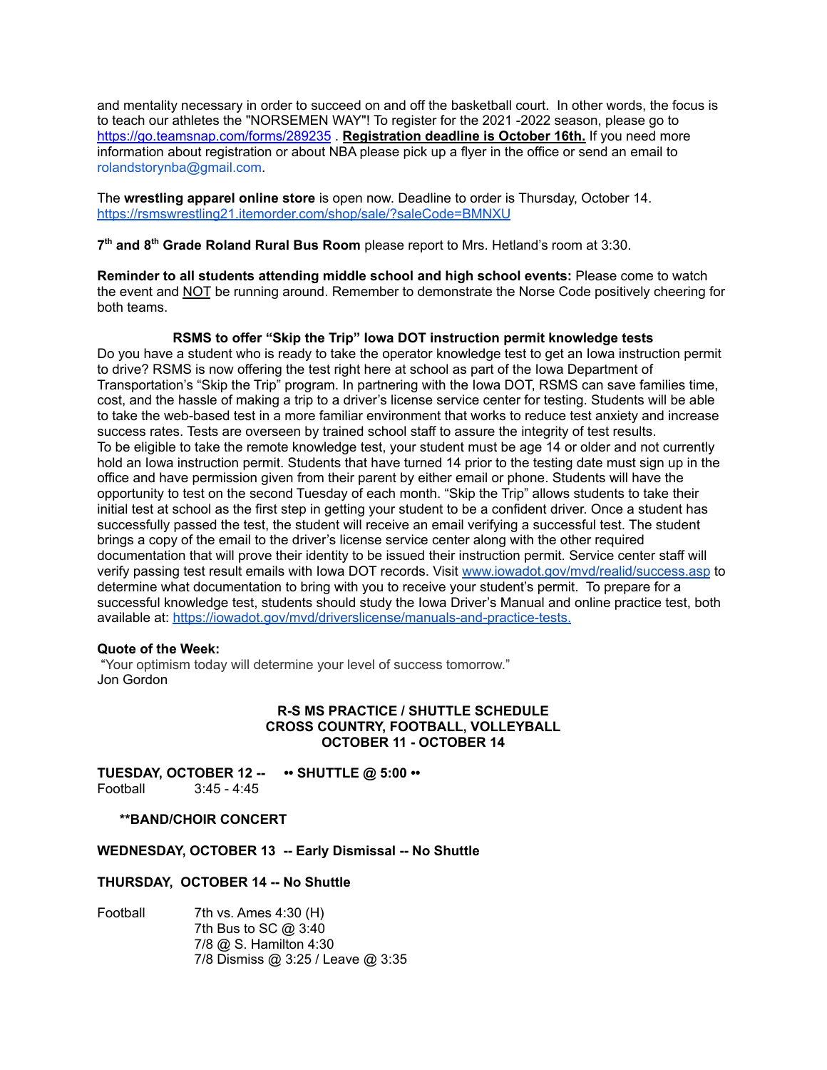and mentality necessary in order to succeed on and off the basketball court. In other words, the focus is to teach our athletes the "NORSEMEN WAY"! To register for the 2021 -2022 season, please go to https://go.teamsnap.com/forms/289235 . **Registration deadline is October 16th.** If you need more information about registration or about NBA please pick up a flyer in the office or send an email to rolandstorynba@gmail.com.

The **wrestling apparel online store** is open now. Deadline to order is Thursday, October 14. https://rsmswrestling21.itemorder.com/shop/sale/?saleCode=BMNXU

**7th and 8th Grade Roland Rural Bus Room** please report to Mrs. Hetland's room at 3:30.

**Reminder to all students attending middle school and high school events:** Please come to watch the event and NOT be running around. Remember to demonstrate the Norse Code positively cheering for both teams.

### RSMS to offer "Skip the Trip" Iowa DOT instruction permit knowledge tests

Do you have a student who is ready to take the operator knowledge test to get an Iowa instruction permit to drive? RSMS is now offering the test right here at school as part of the Iowa Department of Transportation's "Skip the Trip" program. In partnering with the Iowa DOT, RSMS can save families time, cost, and the hassle of making a trip to a driver's license service center for testing. Students will be able to take the web-based test in a more familiar environment that works to reduce test anxiety and increase success rates. Tests are overseen by trained school staff to assure the integrity of test results.
To be eligible to take the remote knowledge test, your student must be age 14 or older and not currently hold an Iowa instruction permit. Students that have turned 14 prior to the testing date must sign up in the office and have permission given from their parent by either email or phone. Students will have the opportunity to test on the second Tuesday of each month. "Skip the Trip" allows students to take their initial test at school as the first step in getting your student to be a confident driver. Once a student has successfully passed the test, the student will receive an email verifying a successful test. The student brings a copy of the email to the driver's license service center along with the other required documentation that will prove their identity to be issued their instruction permit. Service center staff will verify passing test result emails with Iowa DOT records. Visit www.iowadot.gov/mvd/realid/success.asp to determine what documentation to bring with you to receive your student's permit. To prepare for a successful knowledge test, students should study the Iowa Driver's Manual and online practice test, both available at: https://iowadot.gov/mvd/driverslicense/manuals-and-practice-tests.

**Quote of the Week:**
"Your optimism today will determine your level of success tomorrow."
Jon Gordon

### R-S MS PRACTICE / SHUTTLE SCHEDULE
### CROSS COUNTRY, FOOTBALL, VOLLEYBALL
### OCTOBER 11 - OCTOBER 14

**TUESDAY, OCTOBER 12 -- •• SHUTTLE @ 5:00 ••**
Football 3:45 - 4:45

**\*\*BAND/CHOIR CONCERT**

**WEDNESDAY, OCTOBER 13 -- Early Dismissal -- No Shuttle**

**THURSDAY, OCTOBER 14 -- No Shuttle**

Football
7th vs. Ames 4:30 (H)
7th Bus to SC @ 3:40
7/8 @ S. Hamilton 4:30
7/8 Dismiss @ 3:25 / Leave @ 3:35